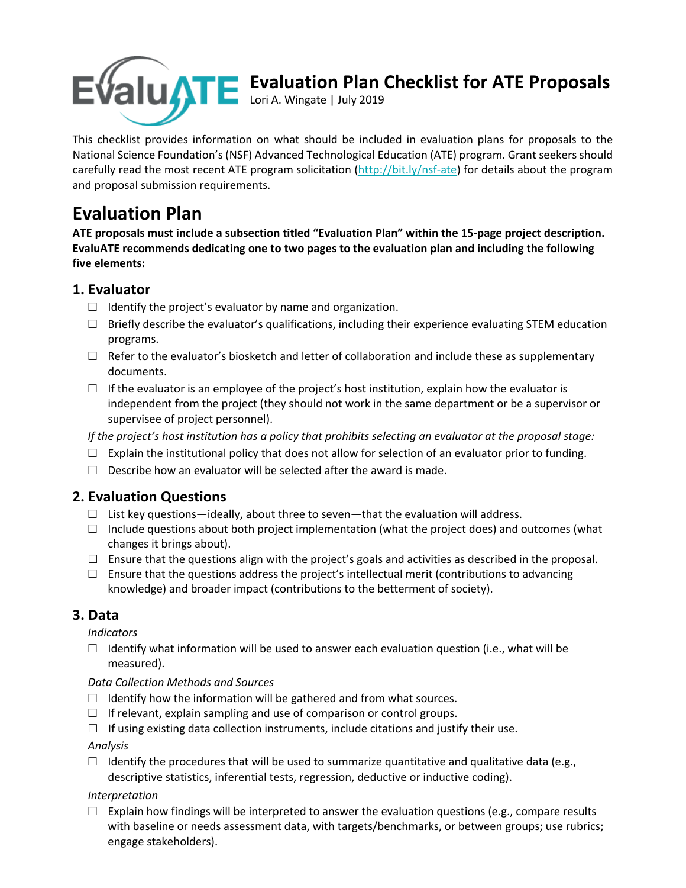# Evaluation Plan Checklist for ATE Proposals

Lori A. Wingate | July 2019

This checklist provides information on what should be included in evaluation plans for proposals to the National Science Foundation's (NSF) Advanced Technological Education (ATE) program. Grant seekers should carefully read the most recent ATE program solicitation (http://bit.ly/nsf-ate) for details about the program and proposal submission requirements.

## Evaluation Plan

**ATE proposals must include a subsection titled "Evaluation Plan" within the 15-page project description. EvaluATE recommends dedicating one to two pages to the evaluation plan and including the following five elements:**

### 1. Evaluator

- ☐ Identify the project's evaluator by name and organization.
- ☐ Briefly describe the evaluator's qualifications, including their experience evaluating STEM education programs.
- ☐ Refer to the evaluator's biosketch and letter of collaboration and include these as supplementary documents.
- ☐ If the evaluator is an employee of the project's host institution, explain how the evaluator is independent from the project (they should not work in the same department or be a supervisor or supervisee of project personnel).

*If the project's host institution has a policy that prohibits selecting an evaluator at the proposal stage:*

- ☐ Explain the institutional policy that does not allow for selection of an evaluator prior to funding.
- ☐ Describe how an evaluator will be selected after the award is made.

### 2. Evaluation Questions

- ☐ List key questions—ideally, about three to seven—that the evaluation will address.
- ☐ Include questions about both project implementation (what the project does) and outcomes (what changes it brings about).
- ☐ Ensure that the questions align with the project's goals and activities as described in the proposal.
- ☐ Ensure that the questions address the project's intellectual merit (contributions to advancing knowledge) and broader impact (contributions to the betterment of society).

### 3. Data

*Indicators*

- ☐ Identify what information will be used to answer each evaluation question (i.e., what will be measured).

*Data Collection Methods and Sources*

- ☐ Identify how the information will be gathered and from what sources.
- ☐ If relevant, explain sampling and use of comparison or control groups.
- ☐ If using existing data collection instruments, include citations and justify their use.

*Analysis*

- ☐ Identify the procedures that will be used to summarize quantitative and qualitative data (e.g., descriptive statistics, inferential tests, regression, deductive or inductive coding).

*Interpretation*

- ☐ Explain how findings will be interpreted to answer the evaluation questions (e.g., compare results with baseline or needs assessment data, with targets/benchmarks, or between groups; use rubrics; engage stakeholders).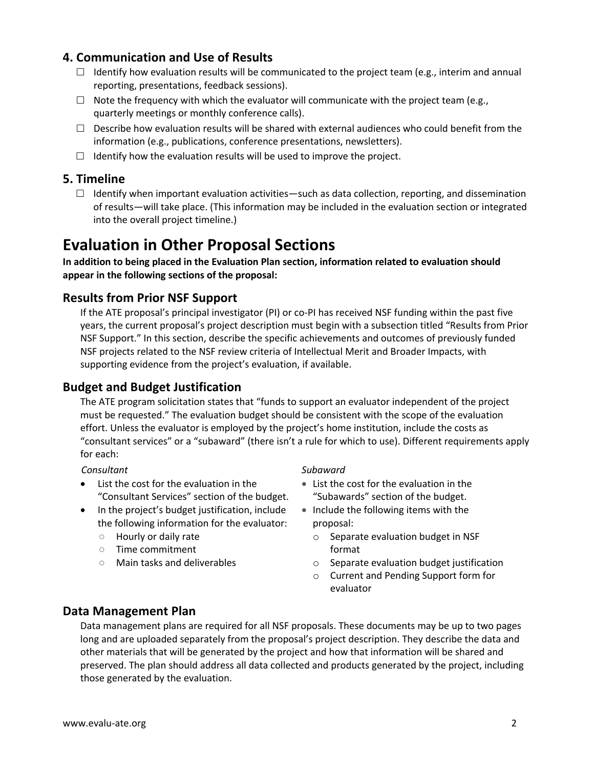## 4. Communication and Use of Results

- ☐ Identify how evaluation results will be communicated to the project team (e.g., interim and annual reporting, presentations, feedback sessions).
- ☐ Note the frequency with which the evaluator will communicate with the project team (e.g., quarterly meetings or monthly conference calls).
- ☐ Describe how evaluation results will be shared with external audiences who could benefit from the information (e.g., publications, conference presentations, newsletters).
- ☐ Identify how the evaluation results will be used to improve the project.

## 5. Timeline

- ☐ Identify when important evaluation activities—such as data collection, reporting, and dissemination of results—will take place. (This information may be included in the evaluation section or integrated into the overall project timeline.)

# Evaluation in Other Proposal Sections

**In addition to being placed in the Evaluation Plan section, information related to evaluation should appear in the following sections of the proposal:**

## Results from Prior NSF Support

If the ATE proposal's principal investigator (PI) or co-PI has received NSF funding within the past five years, the current proposal's project description must begin with a subsection titled "Results from Prior NSF Support." In this section, describe the specific achievements and outcomes of previously funded NSF projects related to the NSF review criteria of Intellectual Merit and Broader Impacts, with supporting evidence from the project's evaluation, if available.

## Budget and Budget Justification

The ATE program solicitation states that "funds to support an evaluator independent of the project must be requested." The evaluation budget should be consistent with the scope of the evaluation effort. Unless the evaluator is employed by the project's home institution, include the costs as "consultant services" or a "subaward" (there isn't a rule for which to use). Different requirements apply for each:

*Consultant*

- List the cost for the evaluation in the "Consultant Services" section of the budget.
- In the project's budget justification, include the following information for the evaluator:
  - Hourly or daily rate
  - Time commitment
  - Main tasks and deliverables

*Subaward*

- List the cost for the evaluation in the "Subawards" section of the budget.
- Include the following items with the proposal:
  - Separate evaluation budget in NSF format
  - Separate evaluation budget justification
  - Current and Pending Support form for evaluator

## Data Management Plan

Data management plans are required for all NSF proposals. These documents may be up to two pages long and are uploaded separately from the proposal's project description. They describe the data and other materials that will be generated by the project and how that information will be shared and preserved. The plan should address all data collected and products generated by the project, including those generated by the evaluation.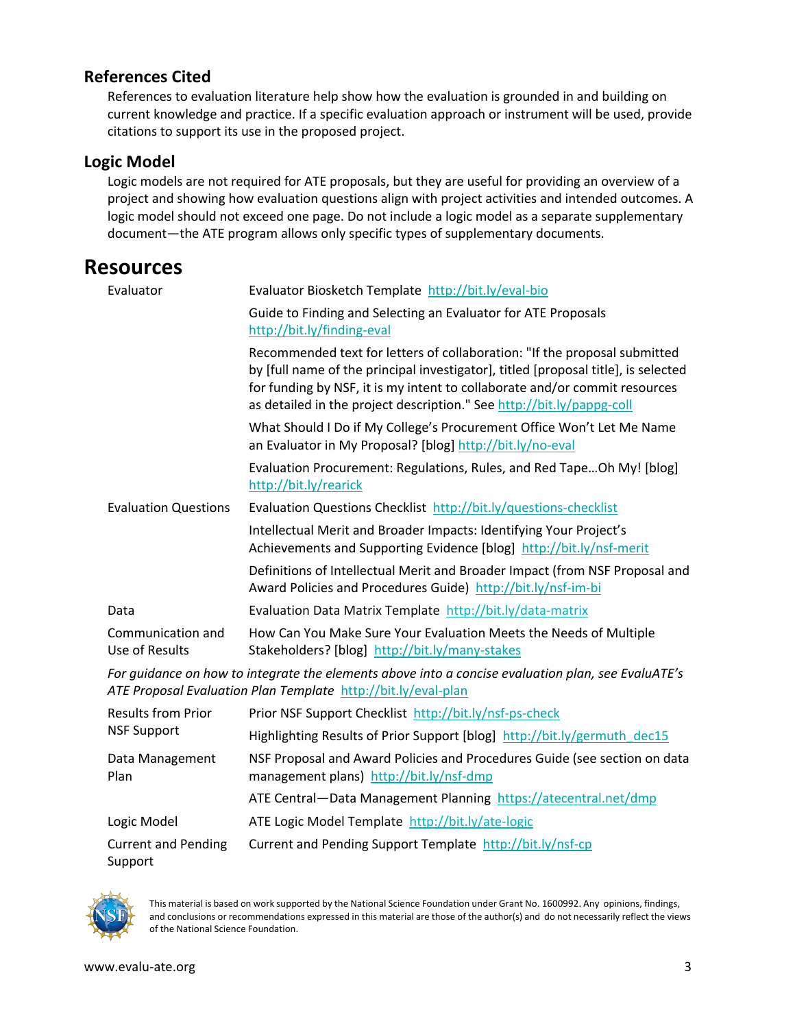### References Cited

References to evaluation literature help show how the evaluation is grounded in and building on current knowledge and practice. If a specific evaluation approach or instrument will be used, provide citations to support its use in the proposed project.

### Logic Model

Logic models are not required for ATE proposals, but they are useful for providing an overview of a project and showing how evaluation questions align with project activities and intended outcomes. A logic model should not exceed one page. Do not include a logic model as a separate supplementary document—the ATE program allows only specific types of supplementary documents.

## Resources

| | |
|---|---|
| Evaluator | Evaluator Biosketch Template http://bit.ly/eval-bio |
| | Guide to Finding and Selecting an Evaluator for ATE Proposals http://bit.ly/finding-eval |
| | Recommended text for letters of collaboration: "If the proposal submitted by [full name of the principal investigator], titled [proposal title], is selected for funding by NSF, it is my intent to collaborate and/or commit resources as detailed in the project description." See http://bit.ly/pappg-coll |
| | What Should I Do if My College's Procurement Office Won't Let Me Name an Evaluator in My Proposal? [blog] http://bit.ly/no-eval |
| | Evaluation Procurement: Regulations, Rules, and Red Tape…Oh My! [blog] http://bit.ly/rearick |
| Evaluation Questions | Evaluation Questions Checklist http://bit.ly/questions-checklist |
| | Intellectual Merit and Broader Impacts: Identifying Your Project's Achievements and Supporting Evidence [blog] http://bit.ly/nsf-merit |
| | Definitions of Intellectual Merit and Broader Impact (from NSF Proposal and Award Policies and Procedures Guide) http://bit.ly/nsf-im-bi |
| Data | Evaluation Data Matrix Template http://bit.ly/data-matrix |
| Communication and Use of Results | How Can You Make Sure Your Evaluation Meets the Needs of Multiple Stakeholders? [blog] http://bit.ly/many-stakes |

*For guidance on how to integrate the elements above into a concise evaluation plan, see EvaluATE's ATE Proposal Evaluation Plan Template* http://bit.ly/eval-plan

| | |
|---|---|
| Results from Prior NSF Support | Prior NSF Support Checklist http://bit.ly/nsf-ps-check |
| | Highlighting Results of Prior Support [blog] http://bit.ly/germuth_dec15 |
| Data Management Plan | NSF Proposal and Award Policies and Procedures Guide (see section on data management plans) http://bit.ly/nsf-dmp |
| | ATE Central—Data Management Planning https://atecentral.net/dmp |
| Logic Model | ATE Logic Model Template http://bit.ly/ate-logic |
| Current and Pending Support | Current and Pending Support Template http://bit.ly/nsf-cp |

This material is based on work supported by the National Science Foundation under Grant No. 1600992. Any opinions, findings, and conclusions or recommendations expressed in this material are those of the author(s) and do not necessarily reflect the views of the National Science Foundation.

www.evalu-ate.org